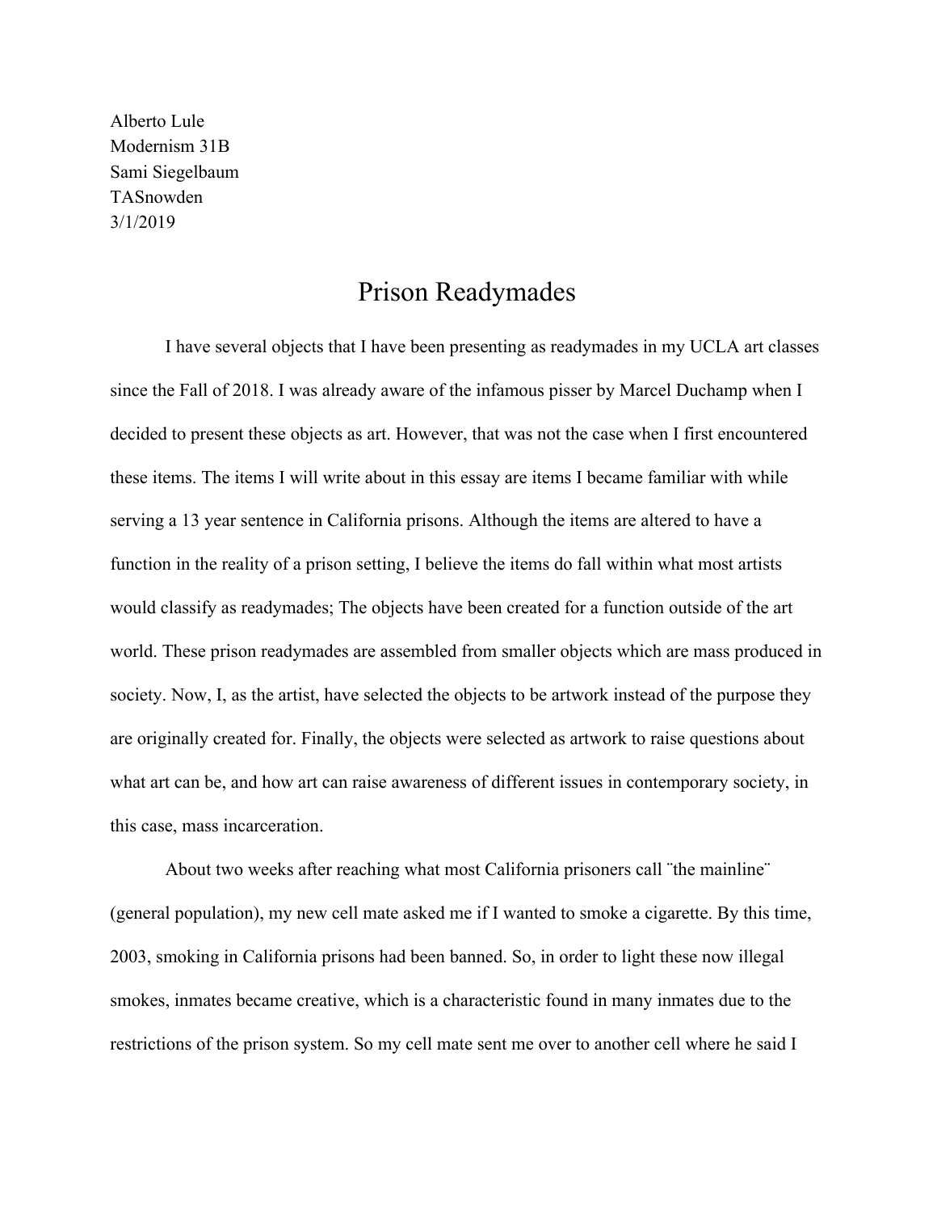Alberto Lule
Modernism 31B
Sami Siegelbaum
TASnowden
3/1/2019

# Prison Readymades

I have several objects that I have been presenting as readymades in my UCLA art classes since the Fall of 2018. I was already aware of the infamous pisser by Marcel Duchamp when I decided to present these objects as art. However, that was not the case when I first encountered these items. The items I will write about in this essay are items I became familiar with while serving a 13 year sentence in California prisons. Although the items are altered to have a function in the reality of a prison setting, I believe the items do fall within what most artists would classify as readymades; The objects have been created for a function outside of the art world. These prison readymades are assembled from smaller objects which are mass produced in society. Now, I, as the artist, have selected the objects to be artwork instead of the purpose they are originally created for. Finally, the objects were selected as artwork to raise questions about what art can be, and how art can raise awareness of different issues in contemporary society, in this case, mass incarceration.

About two weeks after reaching what most California prisoners call ¨the mainline¨ (general population), my new cell mate asked me if I wanted to smoke a cigarette. By this time, 2003, smoking in California prisons had been banned. So, in order to light these now illegal smokes, inmates became creative, which is a characteristic found in many inmates due to the restrictions of the prison system. So my cell mate sent me over to another cell where he said I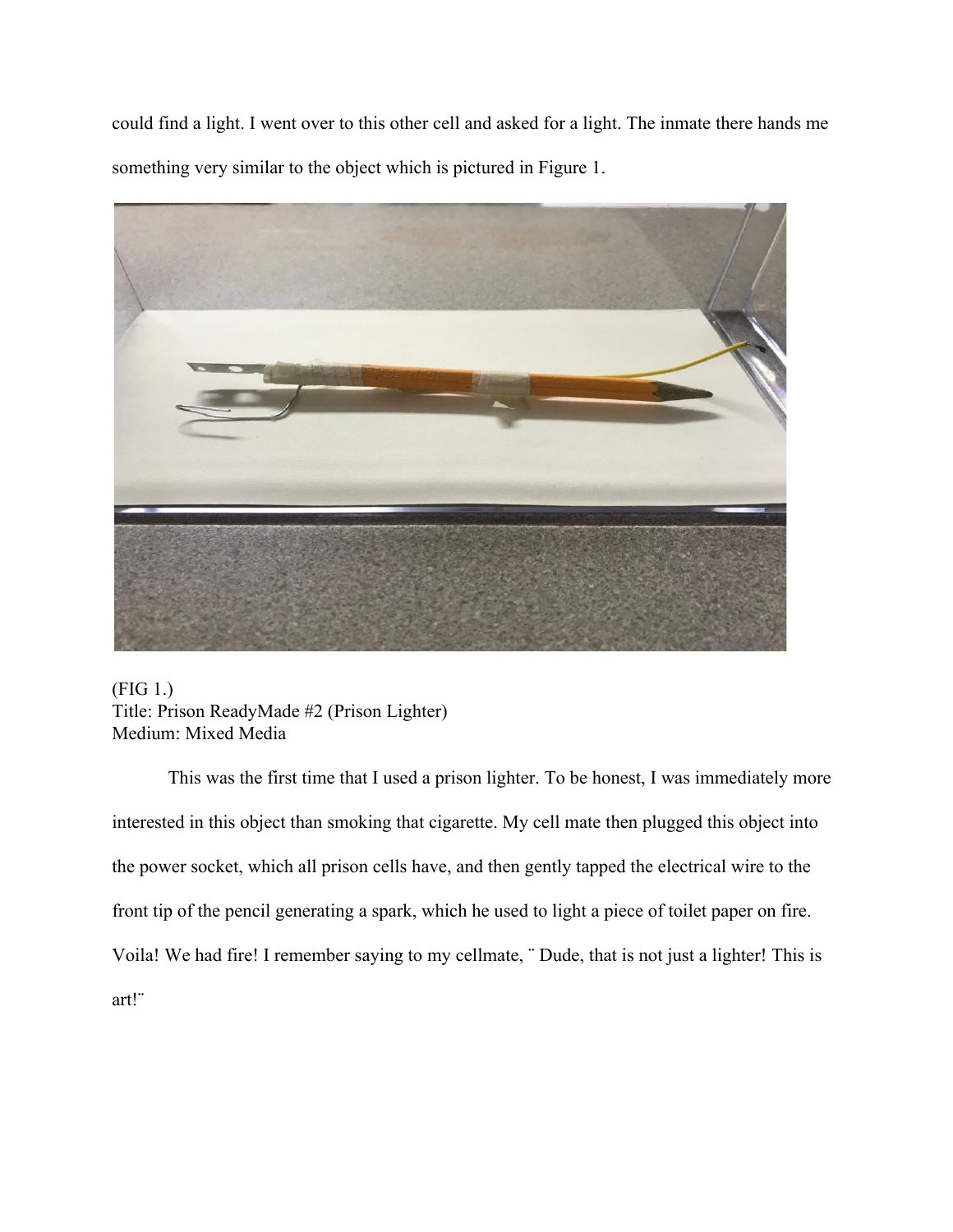could find a light. I went over to this other cell and asked for a light. The inmate there hands me something very similar to the object which is pictured in Figure 1.

(FIG 1.)
Title: Prison ReadyMade #2 (Prison Lighter)
Medium: Mixed Media

This was the first time that I used a prison lighter. To be honest, I was immediately more interested in this object than smoking that cigarette. My cell mate then plugged this object into the power socket, which all prison cells have, and then gently tapped the electrical wire to the front tip of the pencil generating a spark, which he used to light a piece of toilet paper on fire. Voila! We had fire! I remember saying to my cellmate, ¨ Dude, that is not just a lighter! This is art!¨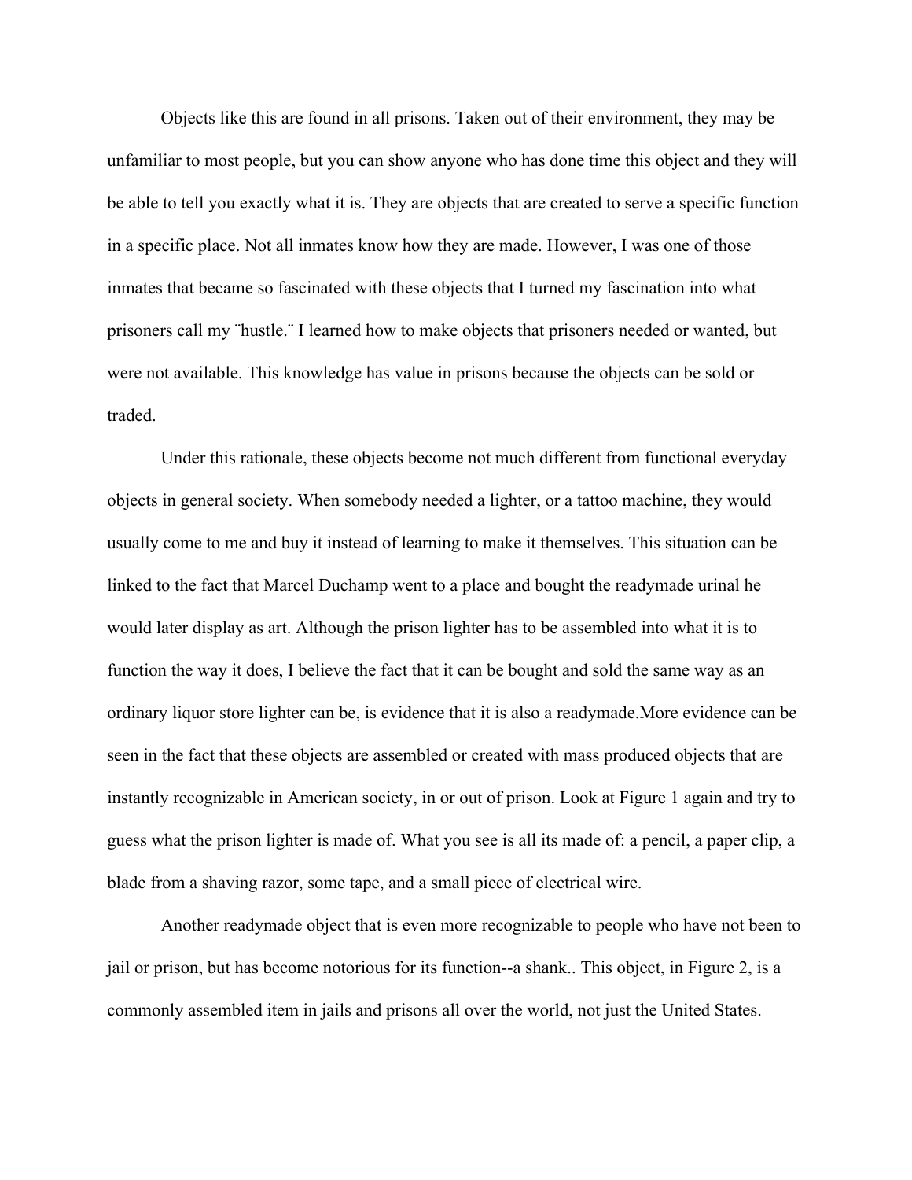Objects like this are found in all prisons. Taken out of their environment, they may be unfamiliar to most people, but you can show anyone who has done time this object and they will be able to tell you exactly what it is. They are objects that are created to serve a specific function in a specific place. Not all inmates know how they are made. However, I was one of those inmates that became so fascinated with these objects that I turned my fascination into what prisoners call my ¨hustle.¨ I learned how to make objects that prisoners needed or wanted, but were not available. This knowledge has value in prisons because the objects can be sold or traded.

Under this rationale, these objects become not much different from functional everyday objects in general society. When somebody needed a lighter, or a tattoo machine, they would usually come to me and buy it instead of learning to make it themselves. This situation can be linked to the fact that Marcel Duchamp went to a place and bought the readymade urinal he would later display as art. Although the prison lighter has to be assembled into what it is to function the way it does, I believe the fact that it can be bought and sold the same way as an ordinary liquor store lighter can be, is evidence that it is also a readymade.More evidence can be seen in the fact that these objects are assembled or created with mass produced objects that are instantly recognizable in American society, in or out of prison. Look at Figure 1 again and try to guess what the prison lighter is made of. What you see is all its made of: a pencil, a paper clip, a blade from a shaving razor, some tape, and a small piece of electrical wire.

Another readymade object that is even more recognizable to people who have not been to jail or prison, but has become notorious for its function--a shank.. This object, in Figure 2, is a commonly assembled item in jails and prisons all over the world, not just the United States.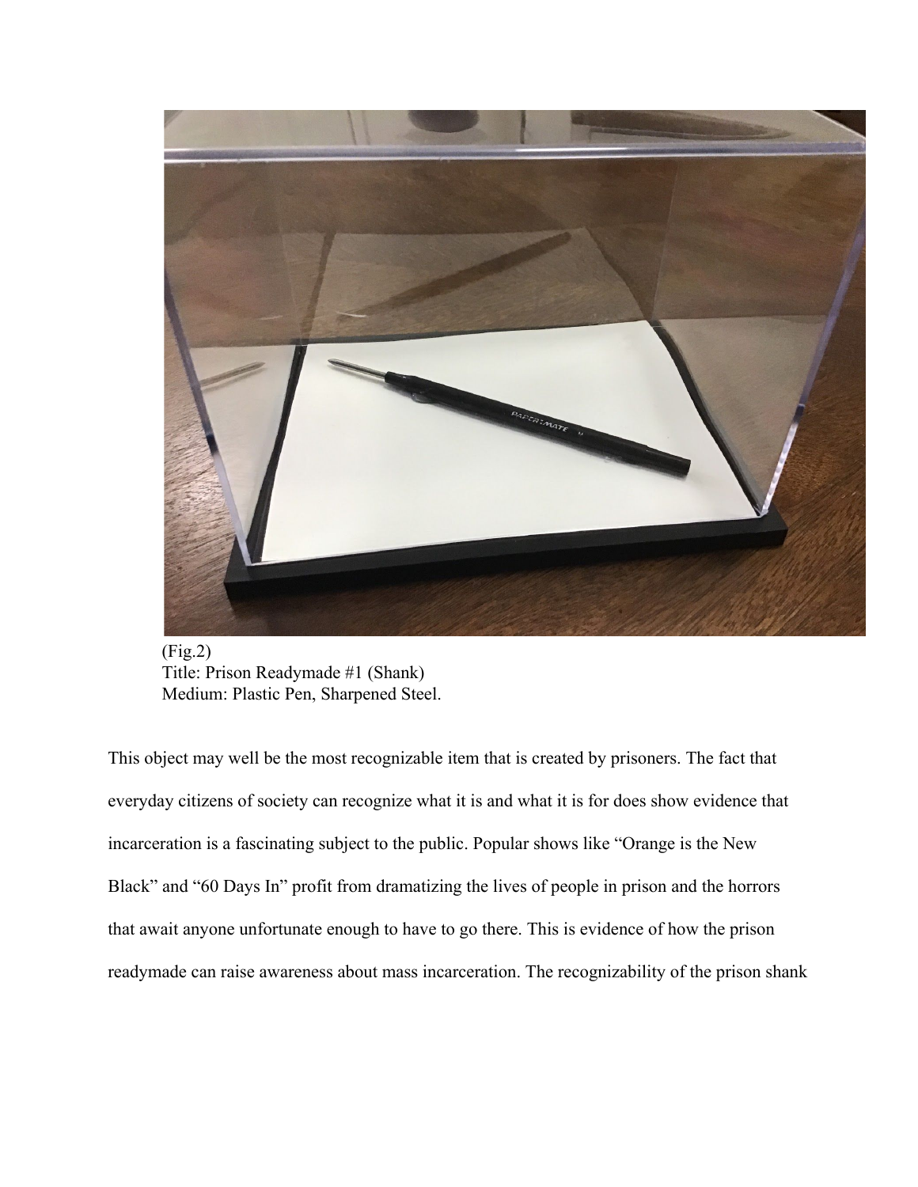(Fig.2)
Title: Prison Readymade #1 (Shank)
Medium: Plastic Pen, Sharpened Steel.

This object may well be the most recognizable item that is created by prisoners. The fact that everyday citizens of society can recognize what it is and what it is for does show evidence that incarceration is a fascinating subject to the public. Popular shows like "Orange is the New Black" and "60 Days In" profit from dramatizing the lives of people in prison and the horrors that await anyone unfortunate enough to have to go there. This is evidence of how the prison readymade can raise awareness about mass incarceration. The recognizability of the prison shank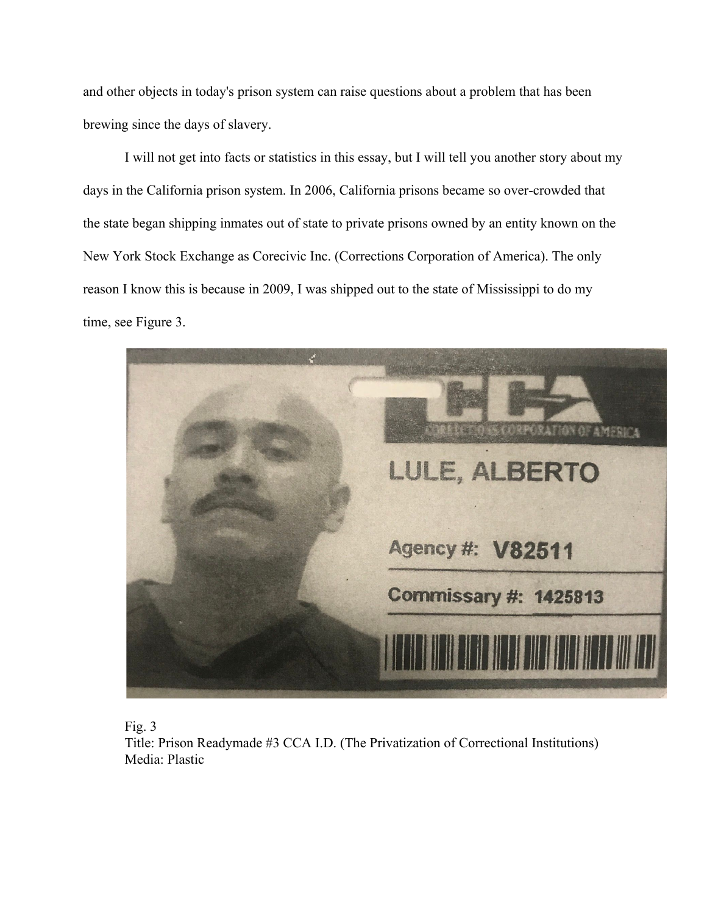and other objects in today's prison system can raise questions about a problem that has been brewing since the days of slavery.

I will not get into facts or statistics in this essay, but I will tell you another story about my days in the California prison system. In 2006, California prisons became so over-crowded that the state began shipping inmates out of state to private prisons owned by an entity known on the New York Stock Exchange as Corecivic Inc. (Corrections Corporation of America). The only reason I know this is because in 2009, I was shipped out to the state of Mississippi to do my time, see Figure 3.

Fig. 3
Title: Prison Readymade #3 CCA I.D. (The Privatization of Correctional Institutions)
Media: Plastic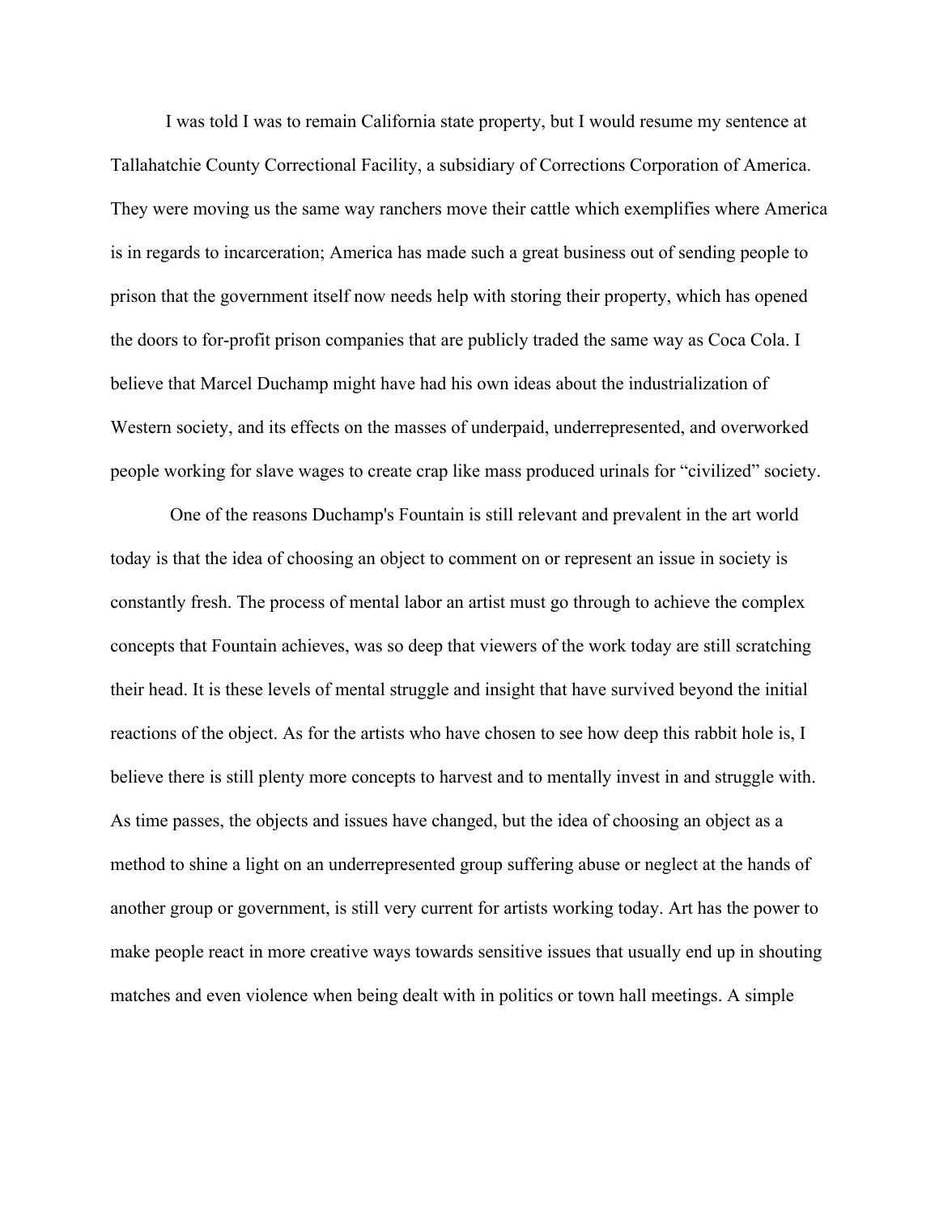I was told I was to remain California state property, but I would resume my sentence at Tallahatchie County Correctional Facility, a subsidiary of Corrections Corporation of America. They were moving us the same way ranchers move their cattle which exemplifies where America is in regards to incarceration; America has made such a great business out of sending people to prison that the government itself now needs help with storing their property, which has opened the doors to for-profit prison companies that are publicly traded the same way as Coca Cola. I believe that Marcel Duchamp might have had his own ideas about the industrialization of Western society, and its effects on the masses of underpaid, underrepresented, and overworked people working for slave wages to create crap like mass produced urinals for "civilized" society.

One of the reasons Duchamp's Fountain is still relevant and prevalent in the art world today is that the idea of choosing an object to comment on or represent an issue in society is constantly fresh. The process of mental labor an artist must go through to achieve the complex concepts that Fountain achieves, was so deep that viewers of the work today are still scratching their head. It is these levels of mental struggle and insight that have survived beyond the initial reactions of the object. As for the artists who have chosen to see how deep this rabbit hole is, I believe there is still plenty more concepts to harvest and to mentally invest in and struggle with. As time passes, the objects and issues have changed, but the idea of choosing an object as a method to shine a light on an underrepresented group suffering abuse or neglect at the hands of another group or government, is still very current for artists working today. Art has the power to make people react in more creative ways towards sensitive issues that usually end up in shouting matches and even violence when being dealt with in politics or town hall meetings. A simple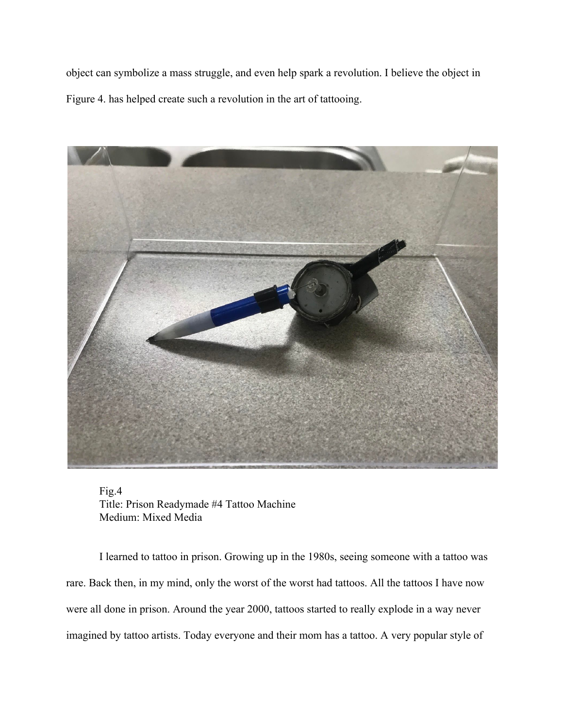object can symbolize a mass struggle, and even help spark a revolution. I believe the object in Figure 4. has helped create such a revolution in the art of tattooing.

Fig.4
Title: Prison Readymade #4 Tattoo Machine
Medium: Mixed Media

I learned to tattoo in prison. Growing up in the 1980s, seeing someone with a tattoo was rare. Back then, in my mind, only the worst of the worst had tattoos. All the tattoos I have now were all done in prison. Around the year 2000, tattoos started to really explode in a way never imagined by tattoo artists. Today everyone and their mom has a tattoo. A very popular style of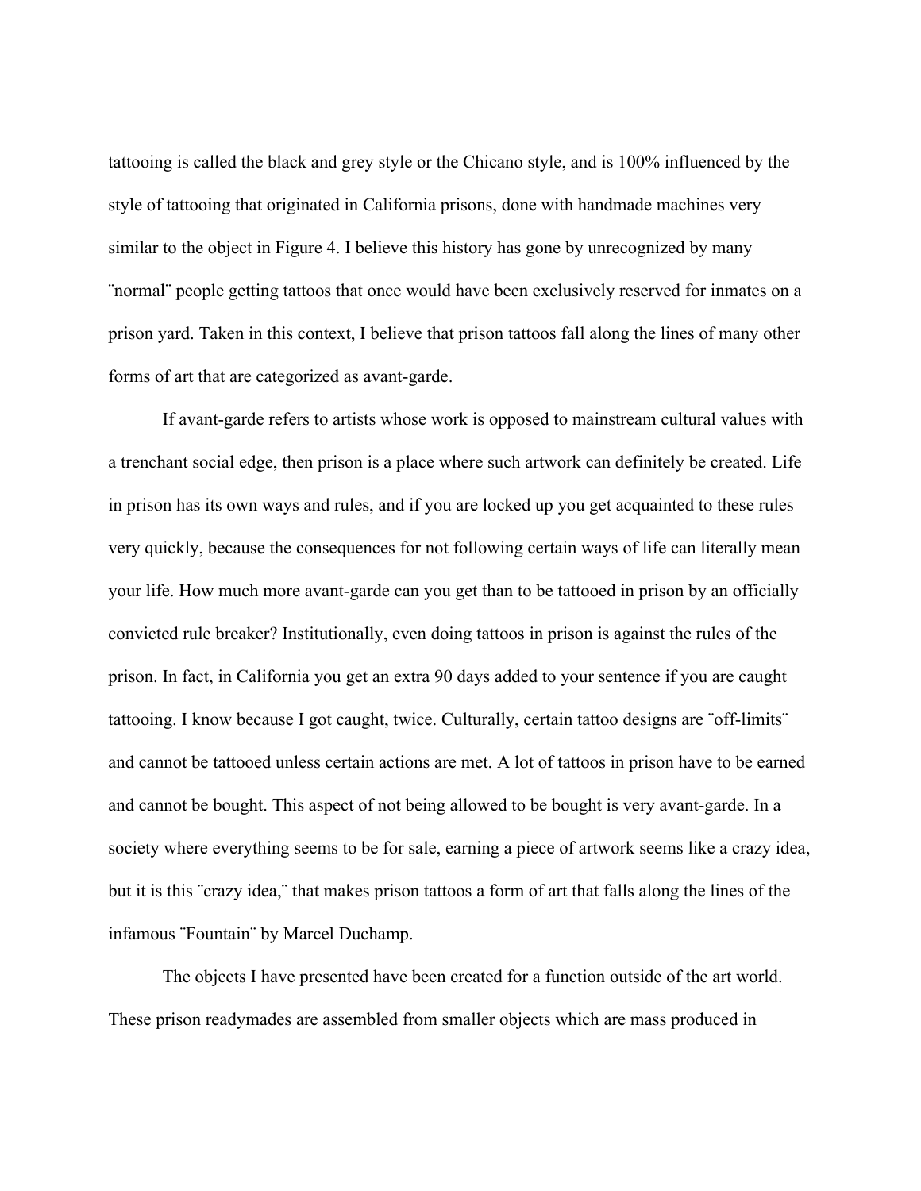tattooing is called the black and grey style or the Chicano style, and is 100% influenced by the style of tattooing that originated in California prisons, done with handmade machines very similar to the object in Figure 4. I believe this history has gone by unrecognized by many ¨normal¨ people getting tattoos that once would have been exclusively reserved for inmates on a prison yard. Taken in this context, I believe that prison tattoos fall along the lines of many other forms of art that are categorized as avant-garde.

If avant-garde refers to artists whose work is opposed to mainstream cultural values with a trenchant social edge, then prison is a place where such artwork can definitely be created. Life in prison has its own ways and rules, and if you are locked up you get acquainted to these rules very quickly, because the consequences for not following certain ways of life can literally mean your life. How much more avant-garde can you get than to be tattooed in prison by an officially convicted rule breaker? Institutionally, even doing tattoos in prison is against the rules of the prison. In fact, in California you get an extra 90 days added to your sentence if you are caught tattooing. I know because I got caught, twice. Culturally, certain tattoo designs are ¨off-limits¨ and cannot be tattooed unless certain actions are met. A lot of tattoos in prison have to be earned and cannot be bought. This aspect of not being allowed to be bought is very avant-garde. In a society where everything seems to be for sale, earning a piece of artwork seems like a crazy idea, but it is this ¨crazy idea,¨ that makes prison tattoos a form of art that falls along the lines of the infamous ¨Fountain¨ by Marcel Duchamp.

The objects I have presented have been created for a function outside of the art world. These prison readymades are assembled from smaller objects which are mass produced in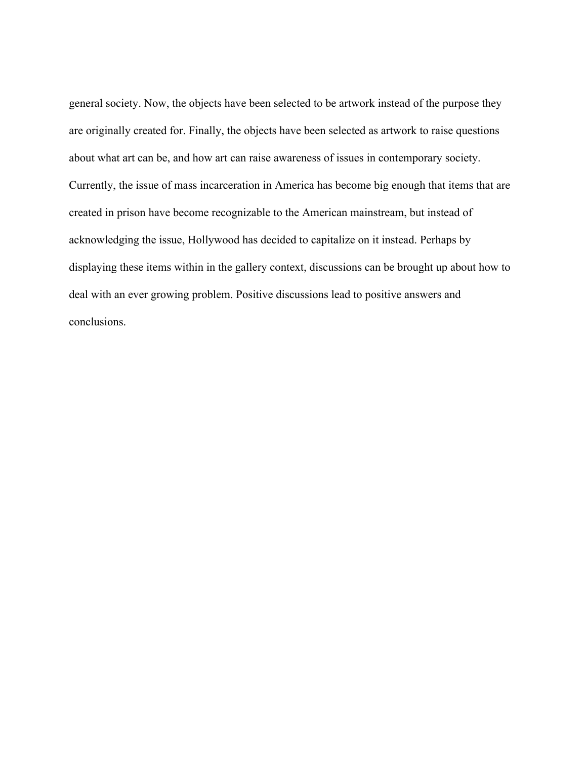general society. Now, the objects have been selected to be artwork instead of the purpose they are originally created for. Finally, the objects have been selected as artwork to raise questions about what art can be, and how art can raise awareness of issues in contemporary society. Currently, the issue of mass incarceration in America has become big enough that items that are created in prison have become recognizable to the American mainstream, but instead of acknowledging the issue, Hollywood has decided to capitalize on it instead. Perhaps by displaying these items within in the gallery context, discussions can be brought up about how to deal with an ever growing problem. Positive discussions lead to positive answers and conclusions.